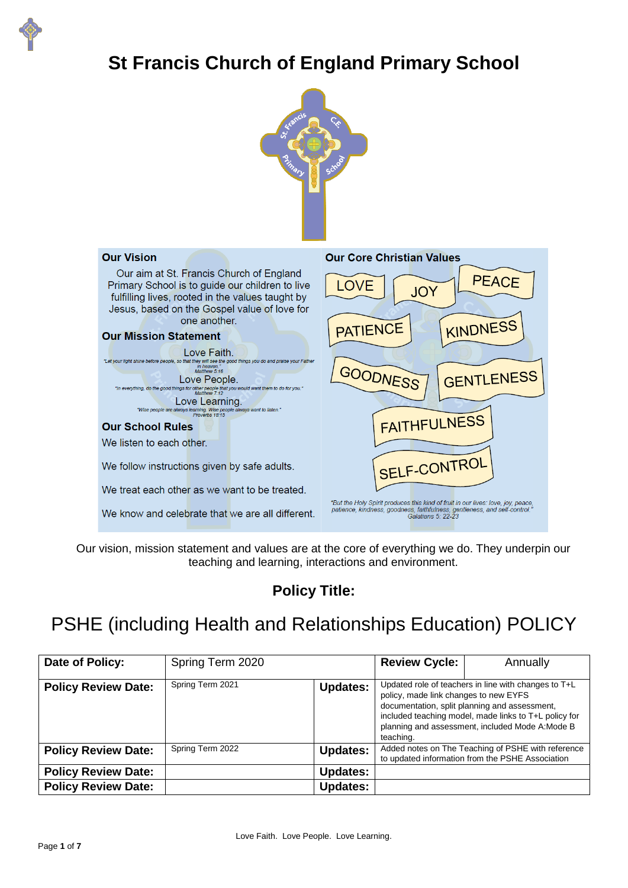# St Francis Church of England Primary School

**Our Vision**

Our aim at St. Francis Church of England Primary School is to guide our children to live fulfilling lives, rooted in the values taught by Jesus, based on the Gospel value of love for one another.

**Our Mission Statement**

Love Faith.
"Let your light shine before people, so that they will see the good things you do and praise your Father in heaven."
Matthew 5:16

Love People.
"In everything, do the good things for other people that you would want them to do for you."
Matthew 7:12

Love Learning.
"Wise people are always learning. Wise people always want to listen."
Proverbs 18:15

**Our School Rules**

We listen to each other.

We follow instructions given by safe adults.

We treat each other as we want to be treated.

We know and celebrate that we are all different.

**Our Core Christian Values**

LOVE
JOY
PEACE
PATIENCE
KINDNESS
GOODNESS
GENTLENESS
FAITHFULNESS
SELF-CONTROL

"But the Holy Spirit produces this kind of fruit in our lives: love, joy, peace, patience, kindness, goodness, faithfulness, gentleness, and self-control."
Galatians 5: 22-23

Our vision, mission statement and values are at the core of everything we do. They underpin our teaching and learning, interactions and environment.

## Policy Title:

# PSHE (including Health and Relationships Education) POLICY

| | | | | |
|---|---|---|---|---|
| **Date of Policy:** | Spring Term 2020 | | **Review Cycle:** | Annually |
| **Policy Review Date:** | Spring Term 2021 | **Updates:** | Updated role of teachers in line with changes to T+L policy, made link changes to new EYFS documentation, split planning and assessment, included teaching model, made links to T+L policy for planning and assessment, included Mode A:Mode B teaching. | |
| **Policy Review Date:** | Spring Term 2022 | **Updates:** | Added notes on The Teaching of PSHE with reference to updated information from the PSHE Association | |
| **Policy Review Date:** | | **Updates:** | | |
| **Policy Review Date:** | | **Updates:** | | |

Love Faith. Love People. Love Learning.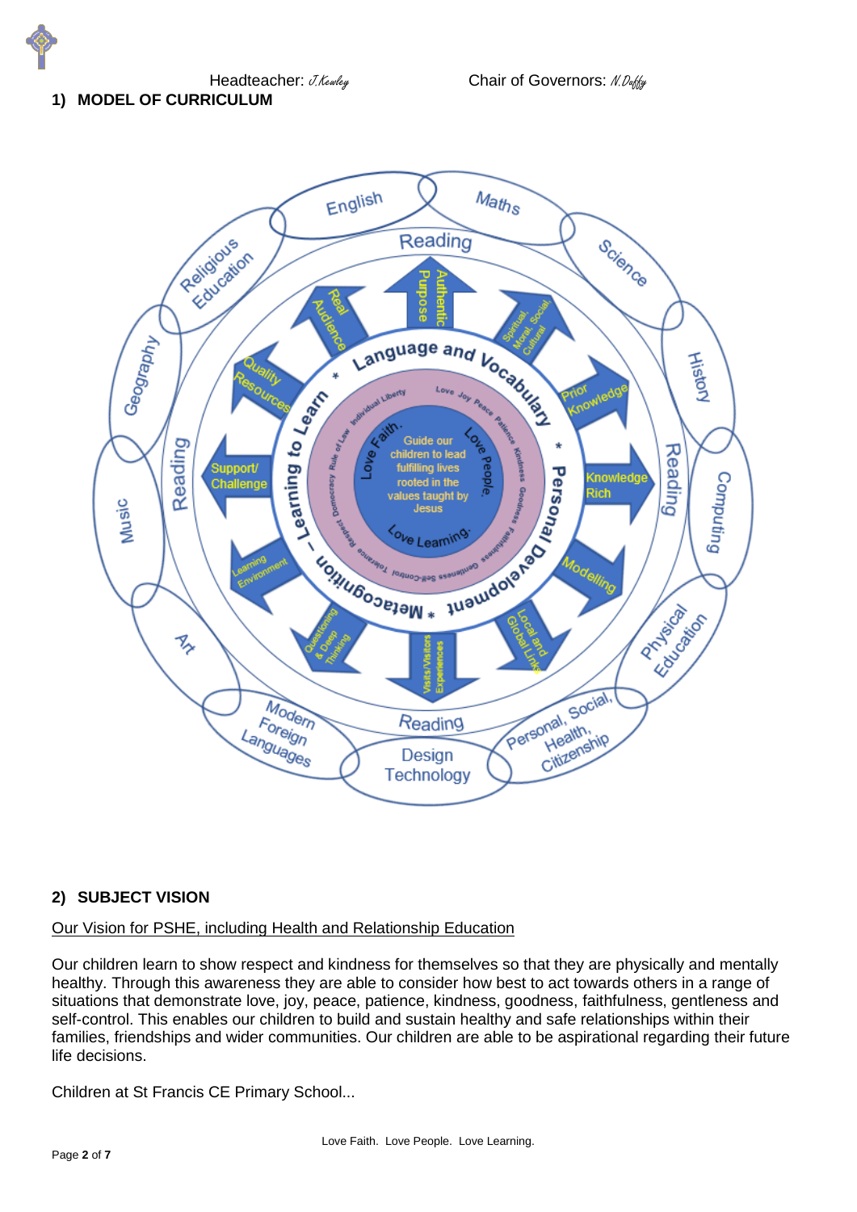Headteacher: J.Kewley Chair of Governors: N.Duffy

## 1) MODEL OF CURRICULUM

English
Maths
Science
History
Computing
Physical Education
Personal, Social, Health, Citizenship
Design Technology
Modern Foreign Languages
Art
Music
Geography
Religious Education

Reading
Reading
Reading
Reading

Authentic Purpose
Spiritual, Moral, Social, Cultural
Prior Knowledge
Knowledge Rich
Modelling
Local and Global Links
Visits/Visitors Experiences
Questioning & Deep Thinking
Learning Environment
Support/ Challenge
Quality Resources
Real Audience

Language and Vocabulary * Personal Development * Metacognition – Learning to Learn *

Love Joy Peace Patience Kindness Goodness Faithfulness Gentleness Self-Control Tolerance Respect Democracy Rule of Law Individual Liberty

Love Faith. Love People. Love Learning.

Guide our children to lead fulfilling lives rooted in the values taught by Jesus

## 2) SUBJECT VISION

Our Vision for PSHE, including Health and Relationship Education

Our children learn to show respect and kindness for themselves so that they are physically and mentally healthy. Through this awareness they are able to consider how best to act towards others in a range of situations that demonstrate love, joy, peace, patience, kindness, goodness, faithfulness, gentleness and self-control. This enables our children to build and sustain healthy and safe relationships within their families, friendships and wider communities. Our children are able to be aspirational regarding their future life decisions.

Children at St Francis CE Primary School...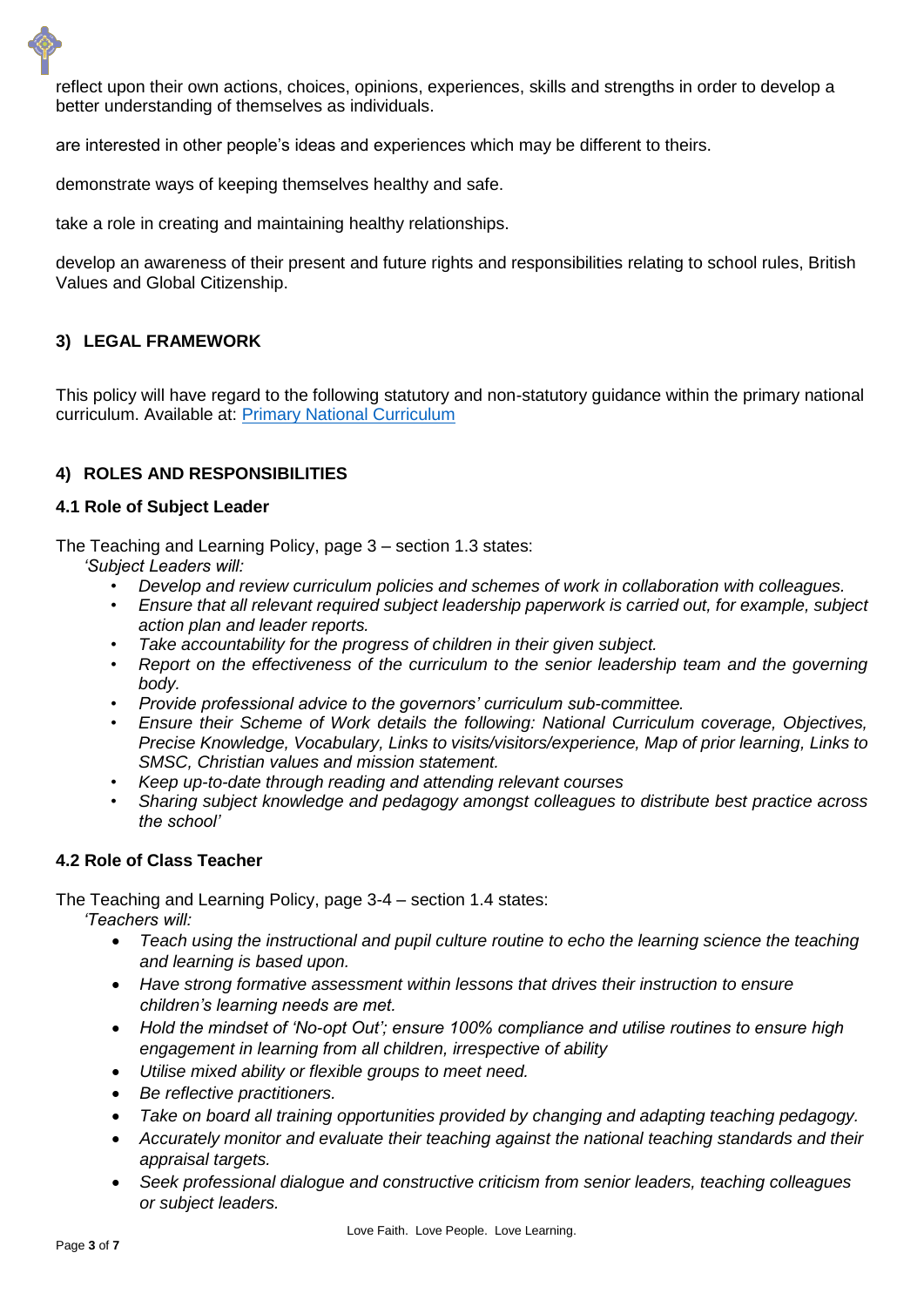reflect upon their own actions, choices, opinions, experiences, skills and strengths in order to develop a better understanding of themselves as individuals.

are interested in other people's ideas and experiences which may be different to theirs.

demonstrate ways of keeping themselves healthy and safe.

take a role in creating and maintaining healthy relationships.

develop an awareness of their present and future rights and responsibilities relating to school rules, British Values and Global Citizenship.

## 3) LEGAL FRAMEWORK

This policy will have regard to the following statutory and non-statutory guidance within the primary national curriculum. Available at: Primary National Curriculum

## 4) ROLES AND RESPONSIBILITIES

### 4.1 Role of Subject Leader

The Teaching and Learning Policy, page 3 – section 1.3 states:

*'Subject Leaders will:*

- *Develop and review curriculum policies and schemes of work in collaboration with colleagues.*
- *Ensure that all relevant required subject leadership paperwork is carried out, for example, subject action plan and leader reports.*
- *Take accountability for the progress of children in their given subject.*
- *Report on the effectiveness of the curriculum to the senior leadership team and the governing body.*
- *Provide professional advice to the governors' curriculum sub-committee.*
- *Ensure their Scheme of Work details the following: National Curriculum coverage, Objectives, Precise Knowledge, Vocabulary, Links to visits/visitors/experience, Map of prior learning, Links to SMSC, Christian values and mission statement.*
- *Keep up-to-date through reading and attending relevant courses*
- *Sharing subject knowledge and pedagogy amongst colleagues to distribute best practice across the school'*

### 4.2 Role of Class Teacher

The Teaching and Learning Policy, page 3-4 – section 1.4 states:

*'Teachers will:*

- *Teach using the instructional and pupil culture routine to echo the learning science the teaching and learning is based upon.*
- *Have strong formative assessment within lessons that drives their instruction to ensure children's learning needs are met.*
- *Hold the mindset of 'No-opt Out'; ensure 100% compliance and utilise routines to ensure high engagement in learning from all children, irrespective of ability*
- *Utilise mixed ability or flexible groups to meet need.*
- *Be reflective practitioners.*
- *Take on board all training opportunities provided by changing and adapting teaching pedagogy.*
- *Accurately monitor and evaluate their teaching against the national teaching standards and their appraisal targets.*
- *Seek professional dialogue and constructive criticism from senior leaders, teaching colleagues or subject leaders.*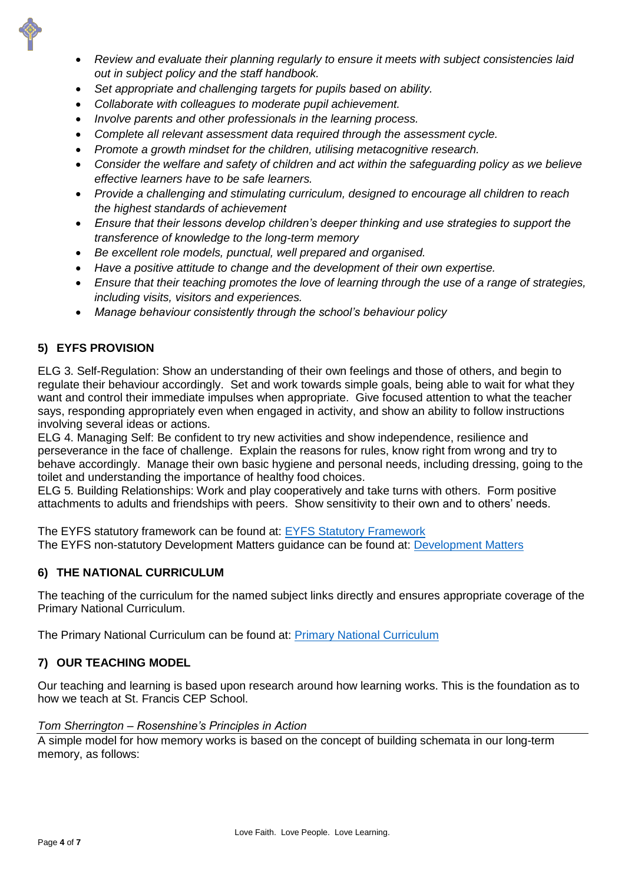- *Review and evaluate their planning regularly to ensure it meets with subject consistencies laid out in subject policy and the staff handbook.*
- *Set appropriate and challenging targets for pupils based on ability.*
- *Collaborate with colleagues to moderate pupil achievement.*
- *Involve parents and other professionals in the learning process.*
- *Complete all relevant assessment data required through the assessment cycle.*
- *Promote a growth mindset for the children, utilising metacognitive research.*
- *Consider the welfare and safety of children and act within the safeguarding policy as we believe effective learners have to be safe learners.*
- *Provide a challenging and stimulating curriculum, designed to encourage all children to reach the highest standards of achievement*
- *Ensure that their lessons develop children's deeper thinking and use strategies to support the transference of knowledge to the long-term memory*
- *Be excellent role models, punctual, well prepared and organised.*
- *Have a positive attitude to change and the development of their own expertise.*
- *Ensure that their teaching promotes the love of learning through the use of a range of strategies, including visits, visitors and experiences.*
- *Manage behaviour consistently through the school's behaviour policy*

## 5) EYFS PROVISION

ELG 3. Self-Regulation: Show an understanding of their own feelings and those of others, and begin to regulate their behaviour accordingly. Set and work towards simple goals, being able to wait for what they want and control their immediate impulses when appropriate. Give focused attention to what the teacher says, responding appropriately even when engaged in activity, and show an ability to follow instructions involving several ideas or actions.
ELG 4. Managing Self: Be confident to try new activities and show independence, resilience and perseverance in the face of challenge. Explain the reasons for rules, know right from wrong and try to behave accordingly. Manage their own basic hygiene and personal needs, including dressing, going to the toilet and understanding the importance of healthy food choices.
ELG 5. Building Relationships: Work and play cooperatively and take turns with others. Form positive attachments to adults and friendships with peers. Show sensitivity to their own and to others' needs.

The EYFS statutory framework can be found at: EYFS Statutory Framework
The EYFS non-statutory Development Matters guidance can be found at: Development Matters

## 6) THE NATIONAL CURRICULUM

The teaching of the curriculum for the named subject links directly and ensures appropriate coverage of the Primary National Curriculum.

The Primary National Curriculum can be found at: Primary National Curriculum

## 7) OUR TEACHING MODEL

Our teaching and learning is based upon research around how learning works. This is the foundation as to how we teach at St. Francis CEP School.

*Tom Sherrington – Rosenshine's Principles in Action*

A simple model for how memory works is based on the concept of building schemata in our long-term memory, as follows: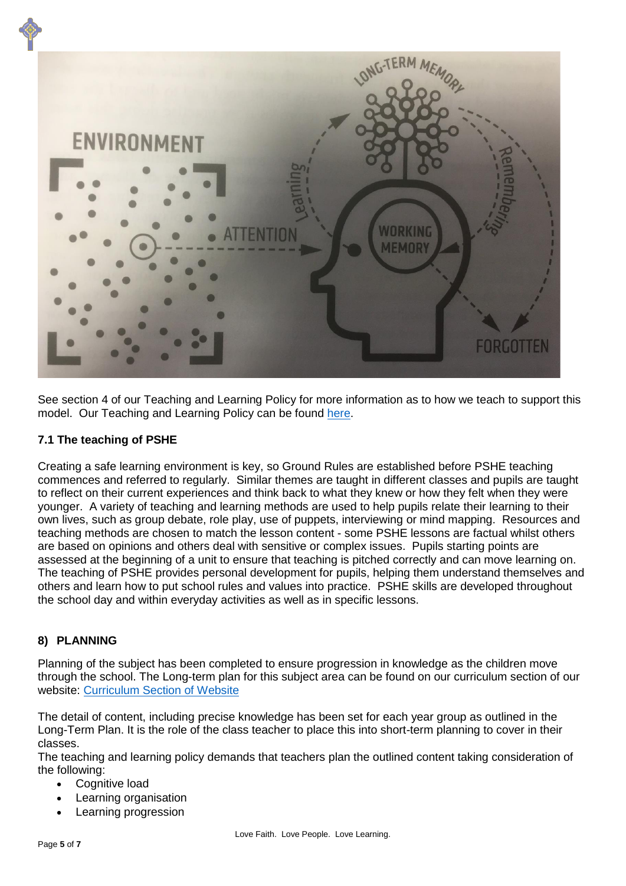ENVIRONMENT

ATTENTION

Learning

LONG-TERM MEMORY

Remembering

WORKING MEMORY

FORGOTTEN

See section 4 of our Teaching and Learning Policy for more information as to how we teach to support this model. Our Teaching and Learning Policy can be found [here](#).

### 7.1 The teaching of PSHE

Creating a safe learning environment is key, so Ground Rules are established before PSHE teaching commences and referred to regularly. Similar themes are taught in different classes and pupils are taught to reflect on their current experiences and think back to what they knew or how they felt when they were younger. A variety of teaching and learning methods are used to help pupils relate their learning to their own lives, such as group debate, role play, use of puppets, interviewing or mind mapping. Resources and teaching methods are chosen to match the lesson content - some PSHE lessons are factual whilst others are based on opinions and others deal with sensitive or complex issues. Pupils starting points are assessed at the beginning of a unit to ensure that teaching is pitched correctly and can move learning on. The teaching of PSHE provides personal development for pupils, helping them understand themselves and others and learn how to put school rules and values into practice. PSHE skills are developed throughout the school day and within everyday activities as well as in specific lessons.

## 8) PLANNING

Planning of the subject has been completed to ensure progression in knowledge as the children move through the school. The Long-term plan for this subject area can be found on our curriculum section of our website: [Curriculum Section of Website](#)

The detail of content, including precise knowledge has been set for each year group as outlined in the Long-Term Plan. It is the role of the class teacher to place this into short-term planning to cover in their classes.
The teaching and learning policy demands that teachers plan the outlined content taking consideration of the following:

- Cognitive load
- Learning organisation
- Learning progression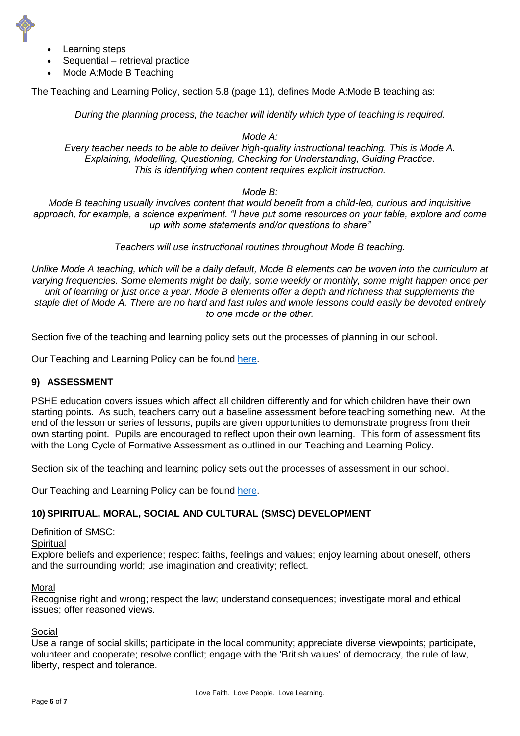- Learning steps
- Sequential – retrieval practice
- Mode A:Mode B Teaching

The Teaching and Learning Policy, section 5.8 (page 11), defines Mode A:Mode B teaching as:

*During the planning process, the teacher will identify which type of teaching is required.*

*Mode A:*

*Every teacher needs to be able to deliver high-quality instructional teaching. This is Mode A. Explaining, Modelling, Questioning, Checking for Understanding, Guiding Practice. This is identifying when content requires explicit instruction.*

*Mode B:*

*Mode B teaching usually involves content that would benefit from a child-led, curious and inquisitive approach, for example, a science experiment. "I have put some resources on your table, explore and come up with some statements and/or questions to share"*

*Teachers will use instructional routines throughout Mode B teaching.*

*Unlike Mode A teaching, which will be a daily default, Mode B elements can be woven into the curriculum at varying frequencies. Some elements might be daily, some weekly or monthly, some might happen once per unit of learning or just once a year. Mode B elements offer a depth and richness that supplements the staple diet of Mode A. There are no hard and fast rules and whole lessons could easily be devoted entirely to one mode or the other.*

Section five of the teaching and learning policy sets out the processes of planning in our school.

Our Teaching and Learning Policy can be found here.

## 9) ASSESSMENT

PSHE education covers issues which affect all children differently and for which children have their own starting points. As such, teachers carry out a baseline assessment before teaching something new. At the end of the lesson or series of lessons, pupils are given opportunities to demonstrate progress from their own starting point. Pupils are encouraged to reflect upon their own learning. This form of assessment fits with the Long Cycle of Formative Assessment as outlined in our Teaching and Learning Policy.

Section six of the teaching and learning policy sets out the processes of assessment in our school.

Our Teaching and Learning Policy can be found here.

## 10) SPIRITUAL, MORAL, SOCIAL AND CULTURAL (SMSC) DEVELOPMENT

Definition of SMSC:

Spiritual

Explore beliefs and experience; respect faiths, feelings and values; enjoy learning about oneself, others and the surrounding world; use imagination and creativity; reflect.

Moral

Recognise right and wrong; respect the law; understand consequences; investigate moral and ethical issues; offer reasoned views.

Social

Use a range of social skills; participate in the local community; appreciate diverse viewpoints; participate, volunteer and cooperate; resolve conflict; engage with the 'British values' of democracy, the rule of law, liberty, respect and tolerance.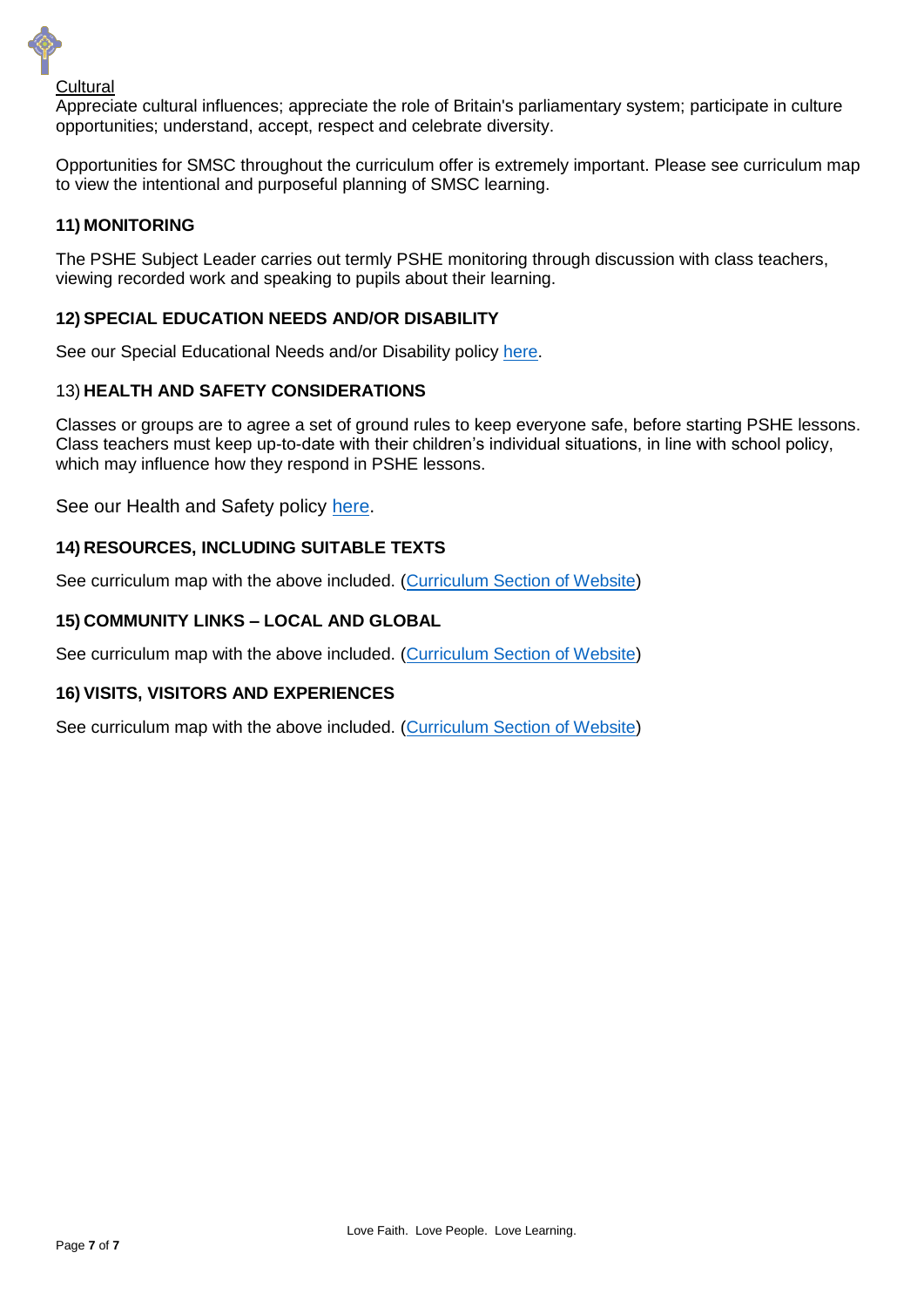Cultural

Appreciate cultural influences; appreciate the role of Britain's parliamentary system; participate in culture opportunities; understand, accept, respect and celebrate diversity.

Opportunities for SMSC throughout the curriculum offer is extremely important. Please see curriculum map to view the intentional and purposeful planning of SMSC learning.

### 11) MONITORING

The PSHE Subject Leader carries out termly PSHE monitoring through discussion with class teachers, viewing recorded work and speaking to pupils about their learning.

### 12) SPECIAL EDUCATION NEEDS AND/OR DISABILITY

See our Special Educational Needs and/or Disability policy here.

### 13) HEALTH AND SAFETY CONSIDERATIONS

Classes or groups are to agree a set of ground rules to keep everyone safe, before starting PSHE lessons. Class teachers must keep up-to-date with their children's individual situations, in line with school policy, which may influence how they respond in PSHE lessons.

See our Health and Safety policy here.

### 14) RESOURCES, INCLUDING SUITABLE TEXTS

See curriculum map with the above included. (Curriculum Section of Website)

### 15) COMMUNITY LINKS – LOCAL AND GLOBAL

See curriculum map with the above included. (Curriculum Section of Website)

### 16) VISITS, VISITORS AND EXPERIENCES

See curriculum map with the above included. (Curriculum Section of Website)